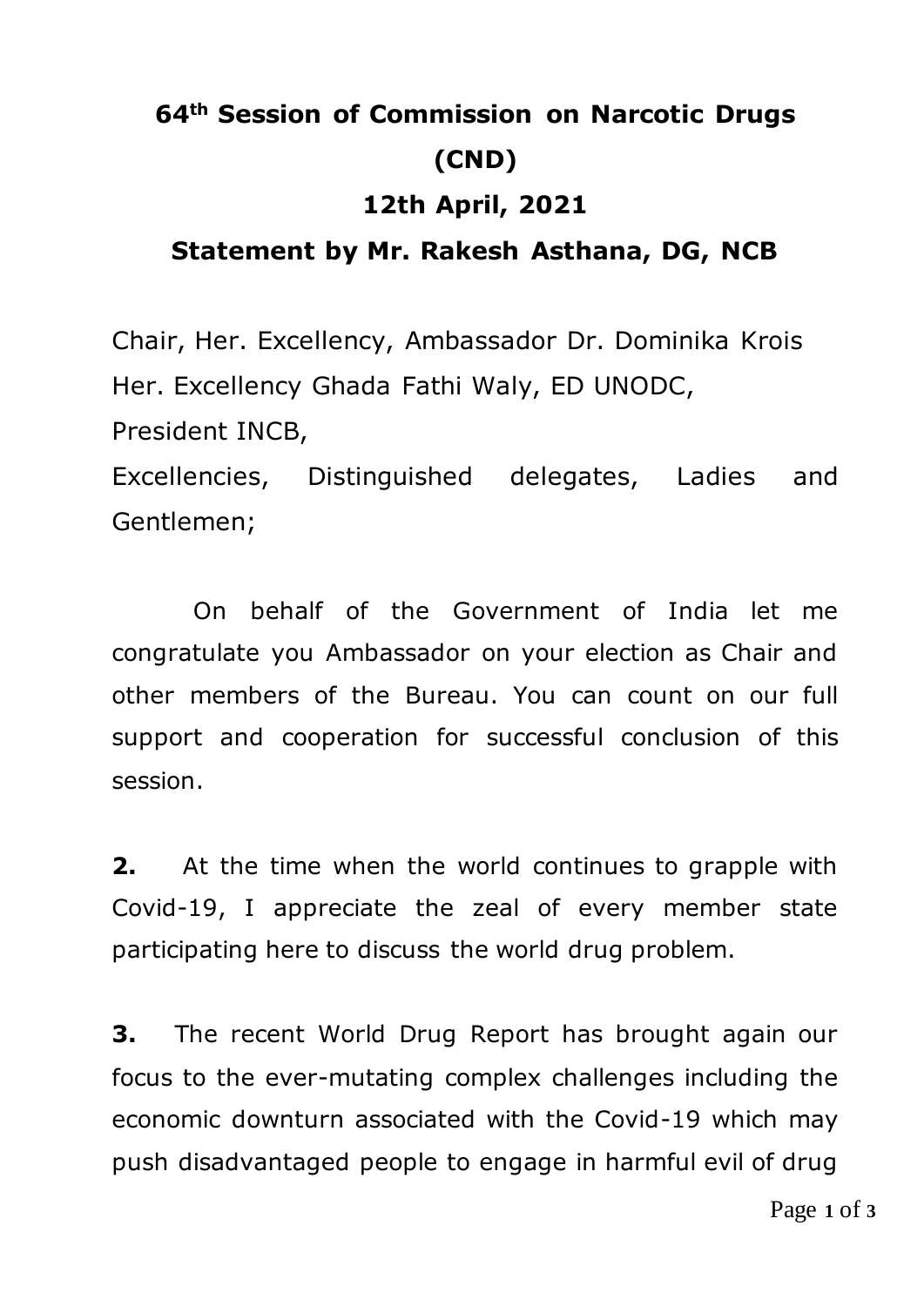# 64th Session of Commission on Narcotic Drugs (CND)

## 12th April, 2021

## Statement by Mr. Rakesh Asthana, DG, NCB

Chair, Her. Excellency, Ambassador Dr. Dominika Krois
Her. Excellency Ghada Fathi Waly, ED UNODC,
President INCB,
Excellencies, Distinguished delegates, Ladies and Gentlemen;

On behalf of the Government of India let me congratulate you Ambassador on your election as Chair and other members of the Bureau. You can count on our full support and cooperation for successful conclusion of this session.

**2.** At the time when the world continues to grapple with Covid-19, I appreciate the zeal of every member state participating here to discuss the world drug problem.

**3.** The recent World Drug Report has brought again our focus to the ever-mutating complex challenges including the economic downturn associated with the Covid-19 which may push disadvantaged people to engage in harmful evil of drug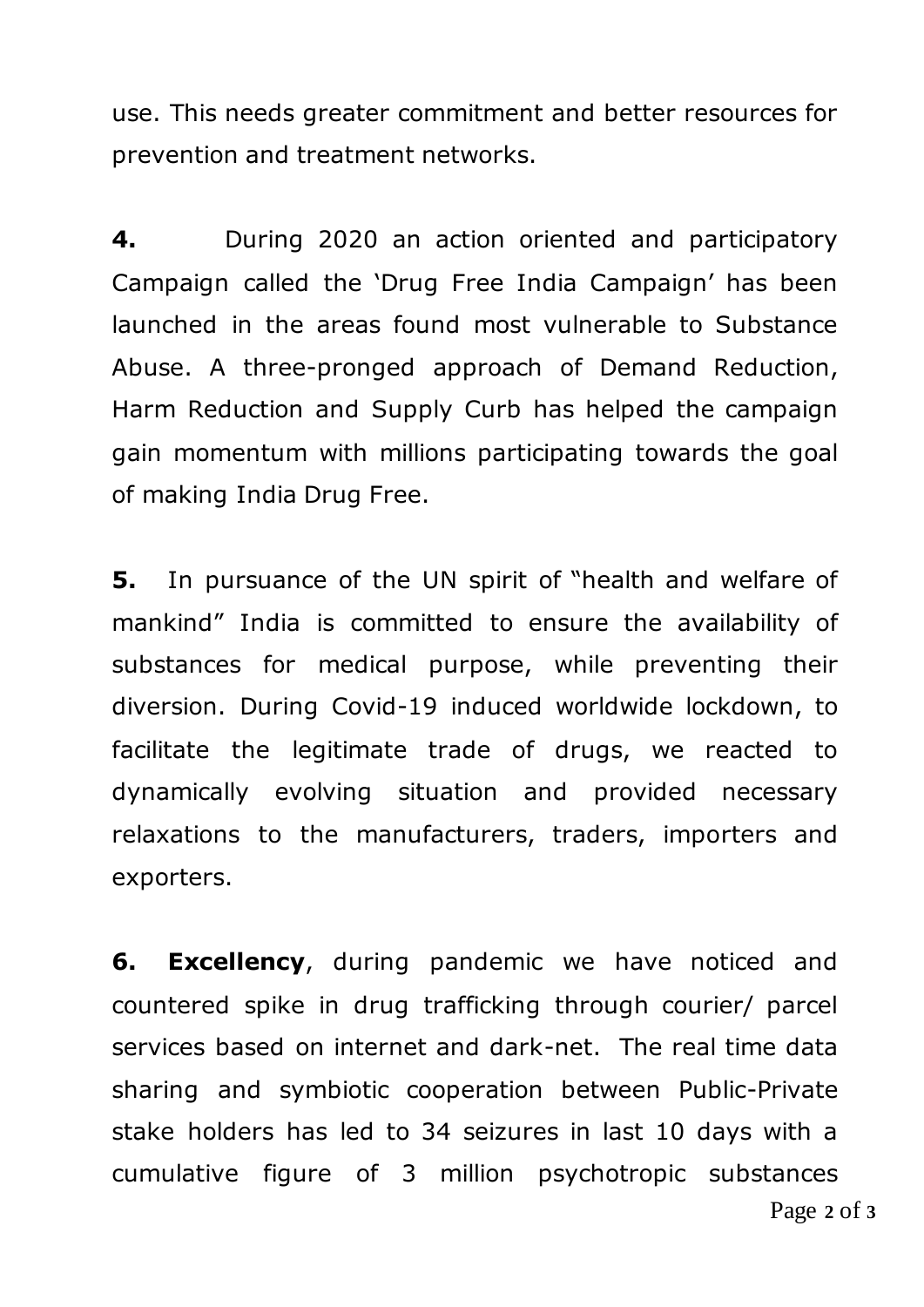use. This needs greater commitment and better resources for prevention and treatment networks.

**4.** During 2020 an action oriented and participatory Campaign called the 'Drug Free India Campaign' has been launched in the areas found most vulnerable to Substance Abuse. A three-pronged approach of Demand Reduction, Harm Reduction and Supply Curb has helped the campaign gain momentum with millions participating towards the goal of making India Drug Free.

**5.** In pursuance of the UN spirit of "health and welfare of mankind" India is committed to ensure the availability of substances for medical purpose, while preventing their diversion. During Covid-19 induced worldwide lockdown, to facilitate the legitimate trade of drugs, we reacted to dynamically evolving situation and provided necessary relaxations to the manufacturers, traders, importers and exporters.

**6.** **Excellency**, during pandemic we have noticed and countered spike in drug trafficking through courier/ parcel services based on internet and dark-net. The real time data sharing and symbiotic cooperation between Public-Private stake holders has led to 34 seizures in last 10 days with a cumulative figure of 3 million psychotropic substances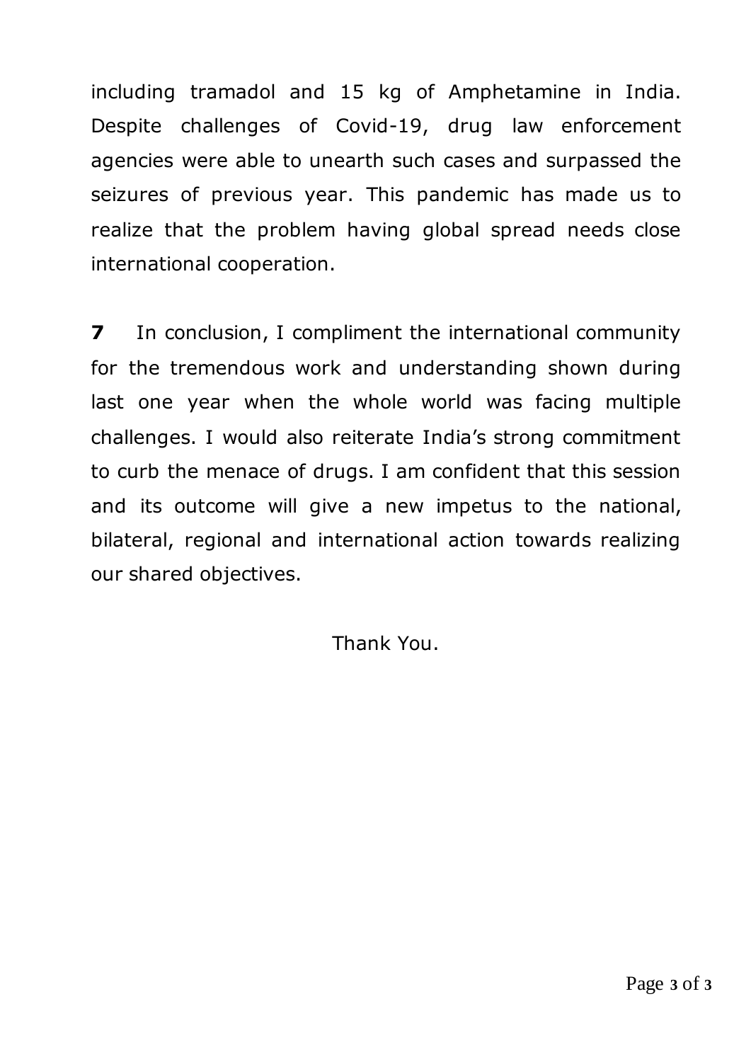including tramadol and 15 kg of Amphetamine in India. Despite challenges of Covid-19, drug law enforcement agencies were able to unearth such cases and surpassed the seizures of previous year. This pandemic has made us to realize that the problem having global spread needs close international cooperation.

**7** In conclusion, I compliment the international community for the tremendous work and understanding shown during last one year when the whole world was facing multiple challenges. I would also reiterate India's strong commitment to curb the menace of drugs. I am confident that this session and its outcome will give a new impetus to the national, bilateral, regional and international action towards realizing our shared objectives.

Thank You.